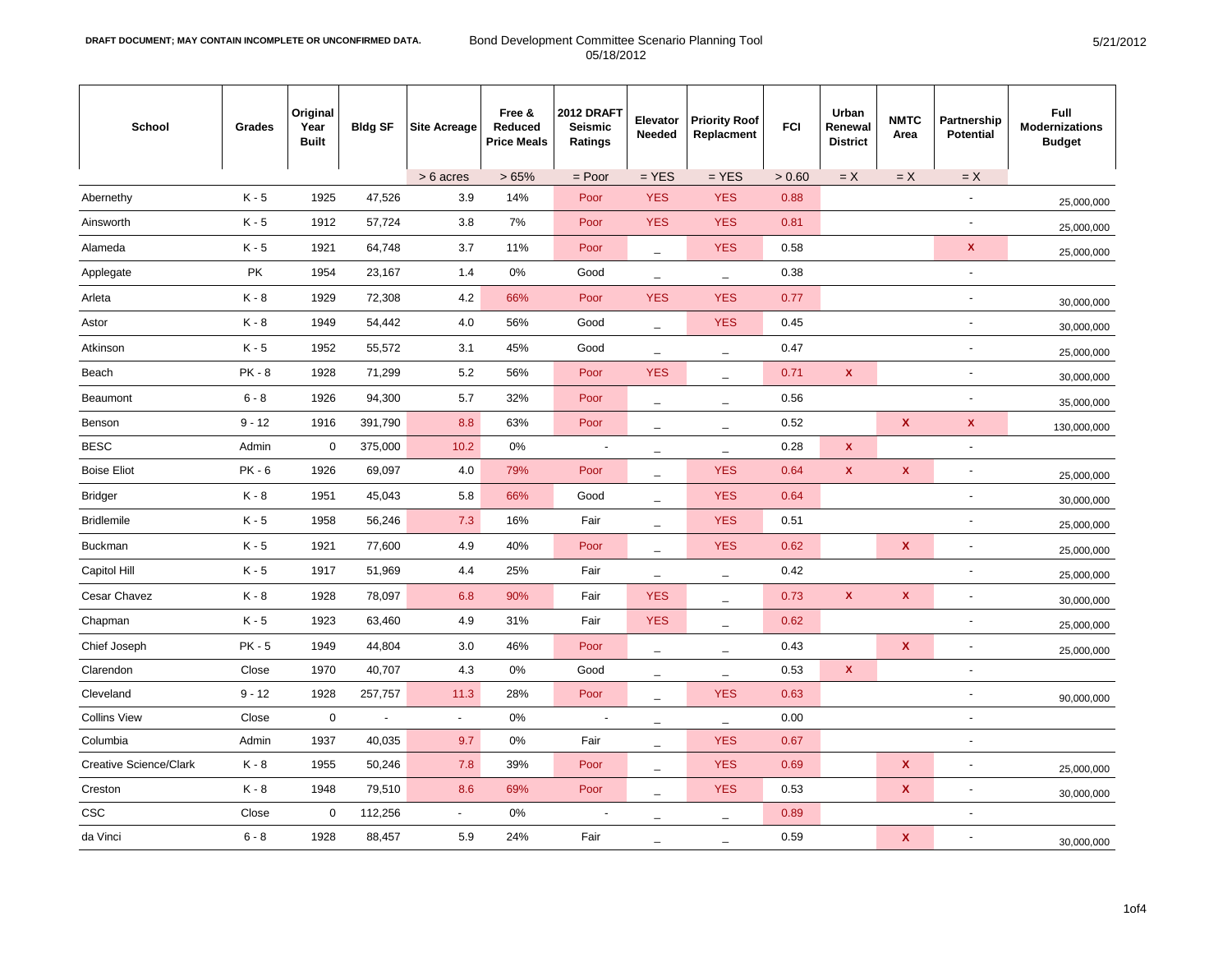DRAFT DOCUMENT; MAY CONTAIN INCOMPLETE OR UNCONFIRMED DATA.

Bond Development Committee Scenario Planning Tool
05/18/2012

5/21/2012

| School | Grades | Original Year Built | Bldg SF | Site Acreage | Free & Reduced Price Meals | 2012 DRAFT Seismic Ratings | Elevator Needed | Priority Roof Replacment | FCI | Urban Renewal District | NMTC Area | Partnership Potential | Full Modernizations Budget |
|---|---|---|---|---|---|---|---|---|---|---|---|---|---|
| | | | | > 6 acres | > 65% | = Poor | = YES | = YES | > 0.60 | = X | = X | = X | |
| Abernethy | K - 5 | 1925 | 47,526 | 3.9 | 14% | Poor | YES | YES | 0.88 | | | - | 25,000,000 |
| Ainsworth | K - 5 | 1912 | 57,724 | 3.8 | 7% | Poor | YES | YES | 0.81 | | | - | 25,000,000 |
| Alameda | K - 5 | 1921 | 64,748 | 3.7 | 11% | Poor | _ | YES | 0.58 | | | X | 25,000,000 |
| Applegate | PK | 1954 | 23,167 | 1.4 | 0% | Good | _ | _ | 0.38 | | | - | |
| Arleta | K - 8 | 1929 | 72,308 | 4.2 | 66% | Poor | YES | YES | 0.77 | | | - | 30,000,000 |
| Astor | K - 8 | 1949 | 54,442 | 4.0 | 56% | Good | _ | YES | 0.45 | | | - | 30,000,000 |
| Atkinson | K - 5 | 1952 | 55,572 | 3.1 | 45% | Good | _ | _ | 0.47 | | | - | 25,000,000 |
| Beach | PK - 8 | 1928 | 71,299 | 5.2 | 56% | Poor | YES | _ | 0.71 | X | | - | 30,000,000 |
| Beaumont | 6 - 8 | 1926 | 94,300 | 5.7 | 32% | Poor | _ | _ | 0.56 | | | - | 35,000,000 |
| Benson | 9 - 12 | 1916 | 391,790 | 8.8 | 63% | Poor | _ | _ | 0.52 | | X | X | 130,000,000 |
| BESC | Admin | 0 | 375,000 | 10.2 | 0% | - | _ | _ | 0.28 | X | | - | |
| Boise Eliot | PK - 6 | 1926 | 69,097 | 4.0 | 79% | Poor | _ | YES | 0.64 | X | X | - | 25,000,000 |
| Bridger | K - 8 | 1951 | 45,043 | 5.8 | 66% | Good | _ | YES | 0.64 | | | - | 30,000,000 |
| Bridlemile | K - 5 | 1958 | 56,246 | 7.3 | 16% | Fair | _ | YES | 0.51 | | | - | 25,000,000 |
| Buckman | K - 5 | 1921 | 77,600 | 4.9 | 40% | Poor | _ | YES | 0.62 | | X | - | 25,000,000 |
| Capitol Hill | K - 5 | 1917 | 51,969 | 4.4 | 25% | Fair | _ | _ | 0.42 | | | - | 25,000,000 |
| Cesar Chavez | K - 8 | 1928 | 78,097 | 6.8 | 90% | Fair | YES | _ | 0.73 | X | X | - | 30,000,000 |
| Chapman | K - 5 | 1923 | 63,460 | 4.9 | 31% | Fair | YES | _ | 0.62 | | | - | 25,000,000 |
| Chief Joseph | PK - 5 | 1949 | 44,804 | 3.0 | 46% | Poor | _ | _ | 0.43 | | X | - | 25,000,000 |
| Clarendon | Close | 1970 | 40,707 | 4.3 | 0% | Good | _ | _ | 0.53 | X | | - | |
| Cleveland | 9 - 12 | 1928 | 257,757 | 11.3 | 28% | Poor | _ | YES | 0.63 | | | - | 90,000,000 |
| Collins View | Close | 0 | - | - | 0% | - | _ | _ | 0.00 | | | - | |
| Columbia | Admin | 1937 | 40,035 | 9.7 | 0% | Fair | _ | YES | 0.67 | | | - | |
| Creative Science/Clark | K - 8 | 1955 | 50,246 | 7.8 | 39% | Poor | _ | YES | 0.69 | | X | - | 25,000,000 |
| Creston | K - 8 | 1948 | 79,510 | 8.6 | 69% | Poor | _ | YES | 0.53 | | X | - | 30,000,000 |
| CSC | Close | 0 | 112,256 | - | 0% | - | _ | _ | 0.89 | | | - | |
| da Vinci | 6 - 8 | 1928 | 88,457 | 5.9 | 24% | Fair | _ | _ | 0.59 | | X | - | 30,000,000 |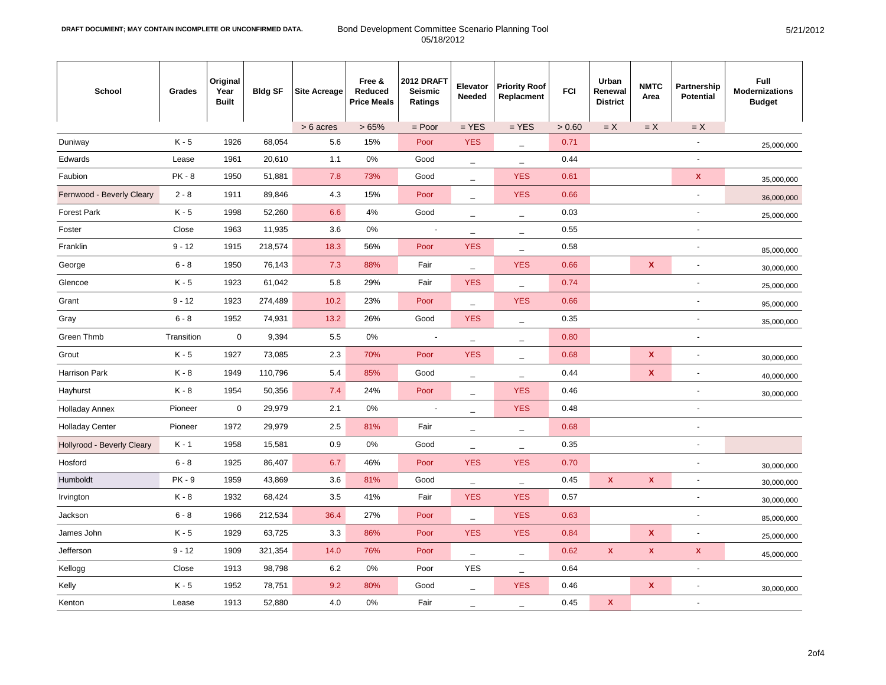DRAFT DOCUMENT; MAY CONTAIN INCOMPLETE OR UNCONFIRMED DATA.

Bond Development Committee Scenario Planning Tool
05/18/2012

| School | Grades | Original Year Built | Bldg SF | Site Acreage | Free & Reduced Price Meals | 2012 DRAFT Seismic Ratings | Elevator Needed | Priority Roof Replacment | FCI | Urban Renewal District | NMTC Area | Partnership Potential | Full Modernizations Budget |
|---|---|---|---|---|---|---|---|---|---|---|---|---|---|
| | | | | > 6 acres | > 65% | = Poor | = YES | = YES | > 0.60 | = X | = X | = X | |
| Duniway | K - 5 | 1926 | 68,054 | 5.6 | 15% | Poor | YES | _ | 0.71 | | | - | 25,000,000 |
| Edwards | Lease | 1961 | 20,610 | 1.1 | 0% | Good | _ | _ | 0.44 | | | - | |
| Faubion | PK - 8 | 1950 | 51,881 | 7.8 | 73% | Good | _ | YES | 0.61 | | | X | 35,000,000 |
| Fernwood - Beverly Cleary | 2 - 8 | 1911 | 89,846 | 4.3 | 15% | Poor | _ | YES | 0.66 | | | - | 36,000,000 |
| Forest Park | K - 5 | 1998 | 52,260 | 6.6 | 4% | Good | _ | _ | 0.03 | | | - | 25,000,000 |
| Foster | Close | 1963 | 11,935 | 3.6 | 0% | - | _ | _ | 0.55 | | | - | |
| Franklin | 9 - 12 | 1915 | 218,574 | 18.3 | 56% | Poor | YES | _ | 0.58 | | | - | 85,000,000 |
| George | 6 - 8 | 1950 | 76,143 | 7.3 | 88% | Fair | _ | YES | 0.66 | | X | - | 30,000,000 |
| Glencoe | K - 5 | 1923 | 61,042 | 5.8 | 29% | Fair | YES | _ | 0.74 | | | - | 25,000,000 |
| Grant | 9 - 12 | 1923 | 274,489 | 10.2 | 23% | Poor | _ | YES | 0.66 | | | - | 95,000,000 |
| Gray | 6 - 8 | 1952 | 74,931 | 13.2 | 26% | Good | YES | _ | 0.35 | | | - | 35,000,000 |
| Green Thmb | Transition | 0 | 9,394 | 5.5 | 0% | - | _ | _ | 0.80 | | | - | |
| Grout | K - 5 | 1927 | 73,085 | 2.3 | 70% | Poor | YES | _ | 0.68 | | X | - | 30,000,000 |
| Harrison Park | K - 8 | 1949 | 110,796 | 5.4 | 85% | Good | _ | _ | 0.44 | | X | - | 40,000,000 |
| Hayhurst | K - 8 | 1954 | 50,356 | 7.4 | 24% | Poor | _ | YES | 0.46 | | | - | 30,000,000 |
| Holladay Annex | Pioneer | 0 | 29,979 | 2.1 | 0% | - | _ | YES | 0.48 | | | - | |
| Holladay Center | Pioneer | 1972 | 29,979 | 2.5 | 81% | Fair | _ | _ | 0.68 | | | - | |
| Hollyrood - Beverly Cleary | K - 1 | 1958 | 15,581 | 0.9 | 0% | Good | _ | _ | 0.35 | | | - | |
| Hosford | 6 - 8 | 1925 | 86,407 | 6.7 | 46% | Poor | YES | YES | 0.70 | | | - | 30,000,000 |
| Humboldt | PK - 9 | 1959 | 43,869 | 3.6 | 81% | Good | _ | _ | 0.45 | X | X | - | 30,000,000 |
| Irvington | K - 8 | 1932 | 68,424 | 3.5 | 41% | Fair | YES | YES | 0.57 | | | - | 30,000,000 |
| Jackson | 6 - 8 | 1966 | 212,534 | 36.4 | 27% | Poor | _ | YES | 0.63 | | | - | 85,000,000 |
| James John | K - 5 | 1929 | 63,725 | 3.3 | 86% | Poor | YES | YES | 0.84 | | X | - | 25,000,000 |
| Jefferson | 9 - 12 | 1909 | 321,354 | 14.0 | 76% | Poor | _ | _ | 0.62 | X | X | X | 45,000,000 |
| Kellogg | Close | 1913 | 98,798 | 6.2 | 0% | Poor | YES | _ | 0.64 | | | - | |
| Kelly | K - 5 | 1952 | 78,751 | 9.2 | 80% | Good | _ | YES | 0.46 | | X | - | 30,000,000 |
| Kenton | Lease | 1913 | 52,880 | 4.0 | 0% | Fair | _ | _ | 0.45 | X | | - | |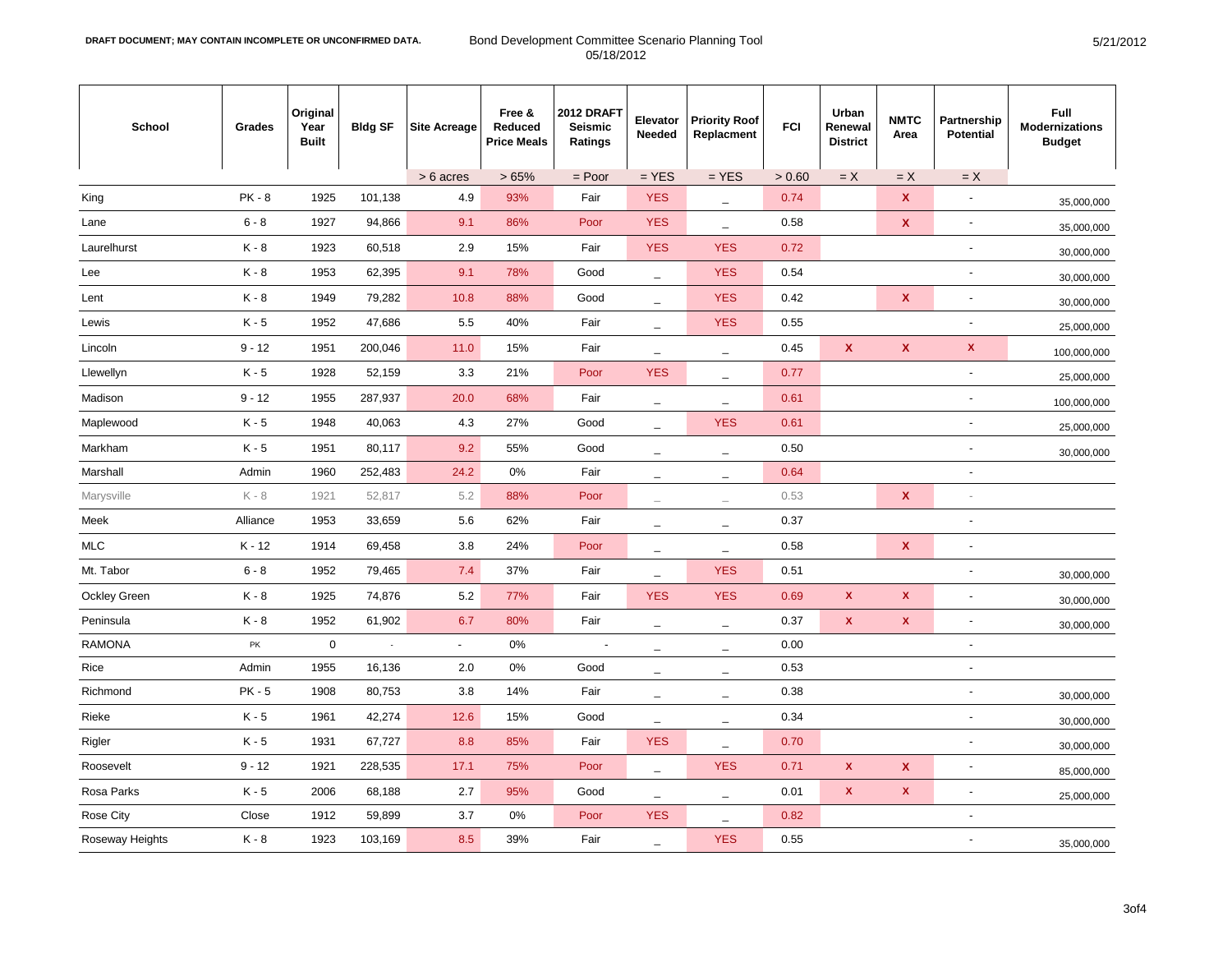DRAFT DOCUMENT; MAY CONTAIN INCOMPLETE OR UNCONFIRMED DATA.

Bond Development Committee Scenario Planning Tool
05/18/2012

| School | Grades | Original Year Built | Bldg SF | Site Acreage | Free & Reduced Price Meals | 2012 DRAFT Seismic Ratings | Elevator Needed | Priority Roof Replacment | FCI | Urban Renewal District | NMTC Area | Partnership Potential | Full Modernizations Budget |
|---|---|---|---|---|---|---|---|---|---|---|---|---|---|
| | | | | > 6 acres | > 65% | = Poor | = YES | = YES | > 0.60 | = X | = X | = X | |
| King | PK - 8 | 1925 | 101,138 | 4.9 | 93% | Fair | YES | _ | 0.74 | | X | - | 35,000,000 |
| Lane | 6 - 8 | 1927 | 94,866 | 9.1 | 86% | Poor | YES | _ | 0.58 | | X | - | 35,000,000 |
| Laurelhurst | K - 8 | 1923 | 60,518 | 2.9 | 15% | Fair | YES | YES | 0.72 | | | - | 30,000,000 |
| Lee | K - 8 | 1953 | 62,395 | 9.1 | 78% | Good | _ | YES | 0.54 | | | - | 30,000,000 |
| Lent | K - 8 | 1949 | 79,282 | 10.8 | 88% | Good | _ | YES | 0.42 | | X | - | 30,000,000 |
| Lewis | K - 5 | 1952 | 47,686 | 5.5 | 40% | Fair | _ | YES | 0.55 | | | - | 25,000,000 |
| Lincoln | 9 - 12 | 1951 | 200,046 | 11.0 | 15% | Fair | _ | _ | 0.45 | X | X | X | 100,000,000 |
| Llewellyn | K - 5 | 1928 | 52,159 | 3.3 | 21% | Poor | YES | _ | 0.77 | | | - | 25,000,000 |
| Madison | 9 - 12 | 1955 | 287,937 | 20.0 | 68% | Fair | _ | _ | 0.61 | | | - | 100,000,000 |
| Maplewood | K - 5 | 1948 | 40,063 | 4.3 | 27% | Good | _ | YES | 0.61 | | | - | 25,000,000 |
| Markham | K - 5 | 1951 | 80,117 | 9.2 | 55% | Good | _ | _ | 0.50 | | | - | 30,000,000 |
| Marshall | Admin | 1960 | 252,483 | 24.2 | 0% | Fair | _ | _ | 0.64 | | | - | |
| Marysville | K - 8 | 1921 | 52,817 | 5.2 | 88% | Poor | _ | _ | 0.53 | | X | - | |
| Meek | Alliance | 1953 | 33,659 | 5.6 | 62% | Fair | _ | _ | 0.37 | | | - | |
| MLC | K - 12 | 1914 | 69,458 | 3.8 | 24% | Poor | _ | _ | 0.58 | | X | - | |
| Mt. Tabor | 6 - 8 | 1952 | 79,465 | 7.4 | 37% | Fair | _ | YES | 0.51 | | | - | 30,000,000 |
| Ockley Green | K - 8 | 1925 | 74,876 | 5.2 | 77% | Fair | YES | YES | 0.69 | X | X | - | 30,000,000 |
| Peninsula | K - 8 | 1952 | 61,902 | 6.7 | 80% | Fair | _ | _ | 0.37 | X | X | - | 30,000,000 |
| RAMONA | PK | 0 | - | - | 0% | - | _ | _ | 0.00 | | | - | |
| Rice | Admin | 1955 | 16,136 | 2.0 | 0% | Good | _ | _ | 0.53 | | | - | |
| Richmond | PK - 5 | 1908 | 80,753 | 3.8 | 14% | Fair | _ | _ | 0.38 | | | - | 30,000,000 |
| Rieke | K - 5 | 1961 | 42,274 | 12.6 | 15% | Good | _ | _ | 0.34 | | | - | 30,000,000 |
| Rigler | K - 5 | 1931 | 67,727 | 8.8 | 85% | Fair | YES | _ | 0.70 | | | - | 30,000,000 |
| Roosevelt | 9 - 12 | 1921 | 228,535 | 17.1 | 75% | Poor | _ | YES | 0.71 | X | X | - | 85,000,000 |
| Rosa Parks | K - 5 | 2006 | 68,188 | 2.7 | 95% | Good | _ | _ | 0.01 | X | X | - | 25,000,000 |
| Rose City | Close | 1912 | 59,899 | 3.7 | 0% | Poor | YES | _ | 0.82 | | | - | |
| Roseway Heights | K - 8 | 1923 | 103,169 | 8.5 | 39% | Fair | _ | YES | 0.55 | | | - | 35,000,000 |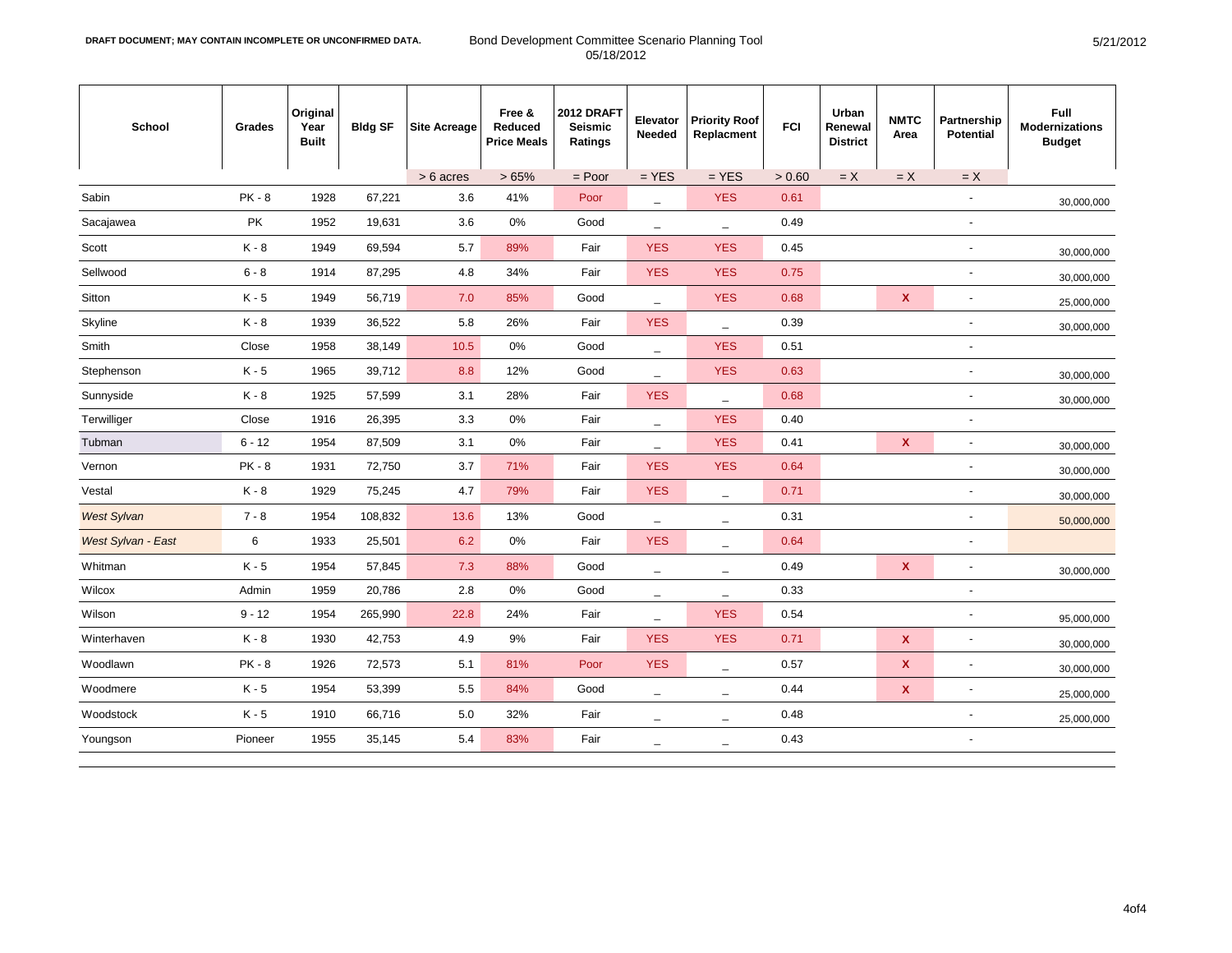DRAFT DOCUMENT; MAY CONTAIN INCOMPLETE OR UNCONFIRMED DATA.

Bond Development Committee Scenario Planning Tool
05/18/2012

5/21/2012

| School | Grades | Original Year Built | Bldg SF | Site Acreage | Free & Reduced Price Meals | 2012 DRAFT Seismic Ratings | Elevator Needed | Priority Roof Replacment | FCI | Urban Renewal District | NMTC Area | Partnership Potential | Full Modernizations Budget |
|---|---|---|---|---|---|---|---|---|---|---|---|---|---|
| | | | | > 6 acres | > 65% | = Poor | = YES | = YES | > 0.60 | = X | = X | = X | |
| Sabin | PK - 8 | 1928 | 67,221 | 3.6 | 41% | Poor | _ | YES | 0.61 | | | - | 30,000,000 |
| Sacajawea | PK | 1952 | 19,631 | 3.6 | 0% | Good | _ | _ | 0.49 | | | - | |
| Scott | K - 8 | 1949 | 69,594 | 5.7 | 89% | Fair | YES | YES | 0.45 | | | - | 30,000,000 |
| Sellwood | 6 - 8 | 1914 | 87,295 | 4.8 | 34% | Fair | YES | YES | 0.75 | | | - | 30,000,000 |
| Sitton | K - 5 | 1949 | 56,719 | 7.0 | 85% | Good | _ | YES | 0.68 | | X | - | 25,000,000 |
| Skyline | K - 8 | 1939 | 36,522 | 5.8 | 26% | Fair | YES | _ | 0.39 | | | - | 30,000,000 |
| Smith | Close | 1958 | 38,149 | 10.5 | 0% | Good | _ | YES | 0.51 | | | - | |
| Stephenson | K - 5 | 1965 | 39,712 | 8.8 | 12% | Good | _ | YES | 0.63 | | | - | 30,000,000 |
| Sunnyside | K - 8 | 1925 | 57,599 | 3.1 | 28% | Fair | YES | _ | 0.68 | | | - | 30,000,000 |
| Terwilliger | Close | 1916 | 26,395 | 3.3 | 0% | Fair | _ | YES | 0.40 | | | - | |
| Tubman | 6 - 12 | 1954 | 87,509 | 3.1 | 0% | Fair | _ | YES | 0.41 | | X | - | 30,000,000 |
| Vernon | PK - 8 | 1931 | 72,750 | 3.7 | 71% | Fair | YES | YES | 0.64 | | | - | 30,000,000 |
| Vestal | K - 8 | 1929 | 75,245 | 4.7 | 79% | Fair | YES | _ | 0.71 | | | - | 30,000,000 |
| *West Sylvan* | 7 - 8 | 1954 | 108,832 | 13.6 | 13% | Good | _ | _ | 0.31 | | | - | 50,000,000 |
| *West Sylvan - East* | 6 | 1933 | 25,501 | 6.2 | 0% | Fair | YES | _ | 0.64 | | | - | |
| Whitman | K - 5 | 1954 | 57,845 | 7.3 | 88% | Good | _ | _ | 0.49 | | X | - | 30,000,000 |
| Wilcox | Admin | 1959 | 20,786 | 2.8 | 0% | Good | _ | _ | 0.33 | | | - | |
| Wilson | 9 - 12 | 1954 | 265,990 | 22.8 | 24% | Fair | _ | YES | 0.54 | | | - | 95,000,000 |
| Winterhaven | K - 8 | 1930 | 42,753 | 4.9 | 9% | Fair | YES | YES | 0.71 | | X | - | 30,000,000 |
| Woodlawn | PK - 8 | 1926 | 72,573 | 5.1 | 81% | Poor | YES | _ | 0.57 | | X | - | 30,000,000 |
| Woodmere | K - 5 | 1954 | 53,399 | 5.5 | 84% | Good | _ | _ | 0.44 | | X | - | 25,000,000 |
| Woodstock | K - 5 | 1910 | 66,716 | 5.0 | 32% | Fair | _ | _ | 0.48 | | | - | 25,000,000 |
| Youngson | Pioneer | 1955 | 35,145 | 5.4 | 83% | Fair | _ | _ | 0.43 | | | - | |